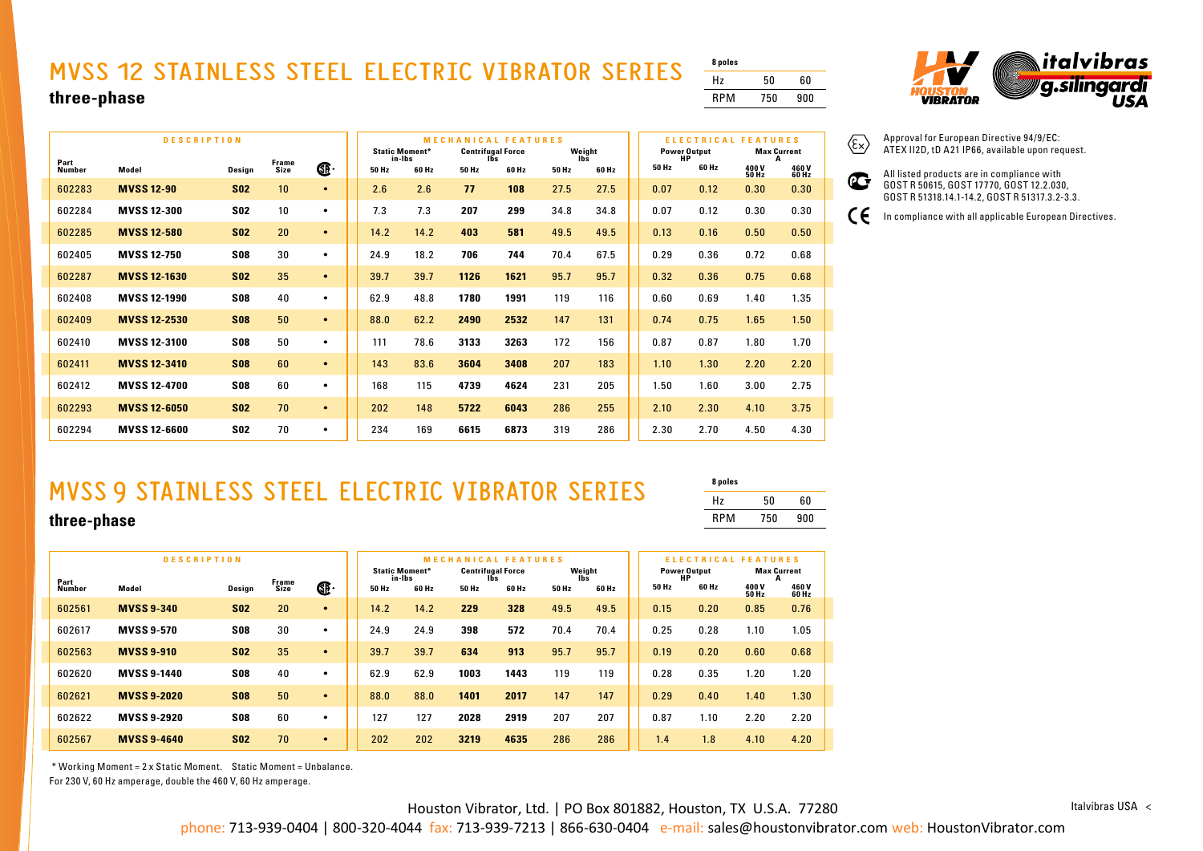# MVSS 12 STAINLESS STEEL ELECTRIC VIBRATOR SERIES

**three-phase**

| 8 poles | | |
|---|---|---|
| Hz | 50 | 60 |
| RPM | 750 | 900 |

Approval for European Directive 94/9/EC: ATEX II2D, tD A21 IP66, available upon request.

All listed products are in compliance with GOST R 50615, GOST 17770, GOST 12.2.030, GOST R 51318.14.1-14.2, GOST R 51317.3.2-3.3.

In compliance with all applicable European Directives.

| DESCRIPTION | | | | | MECHANICAL FEATURES | | | | | | ELECTRICAL FEATURES | | | |
|---|---|---|---|---|---|---|---|---|---|---|---|---|---|---|
| | | | | | Static Moment* in-lbs | | Centrifugal Force lbs | | Weight lbs | | Power Output HP | | Max Current A | |
| Part Number | Model | Design | Frame Size | CSA | 50 Hz | 60 Hz | 50 Hz | 60 Hz | 50 Hz | 60 Hz | 50 Hz | 60 Hz | 400 V 50 Hz | 460 V 60 Hz |
| 602283 | **MVSS 12-90** | **S02** | 10 | • | 2.6 | 2.6 | **77** | **108** | 27.5 | 27.5 | 0.07 | 0.12 | 0.30 | 0.30 |
| 602284 | **MVSS 12-300** | **S02** | 10 | • | 7.3 | 7.3 | **207** | **299** | 34.8 | 34.8 | 0.07 | 0.12 | 0.30 | 0.30 |
| 602285 | **MVSS 12-580** | **S02** | 20 | • | 14.2 | 14.2 | **403** | **581** | 49.5 | 49.5 | 0.13 | 0.16 | 0.50 | 0.50 |
| 602405 | **MVSS 12-750** | **S08** | 30 | • | 24.9 | 18.2 | **706** | **744** | 70.4 | 67.5 | 0.29 | 0.36 | 0.72 | 0.68 |
| 602287 | **MVSS 12-1630** | **S02** | 35 | • | 39.7 | 39.7 | **1126** | **1621** | 95.7 | 95.7 | 0.32 | 0.36 | 0.75 | 0.68 |
| 602408 | **MVSS 12-1990** | **S08** | 40 | • | 62.9 | 48.8 | **1780** | **1991** | 119 | 116 | 0.60 | 0.69 | 1.40 | 1.35 |
| 602409 | **MVSS 12-2530** | **S08** | 50 | • | 88.0 | 62.2 | **2490** | **2532** | 147 | 131 | 0.74 | 0.75 | 1.65 | 1.50 |
| 602410 | **MVSS 12-3100** | **S08** | 50 | • | 111 | 78.6 | **3133** | **3263** | 172 | 156 | 0.87 | 0.87 | 1.80 | 1.70 |
| 602411 | **MVSS 12-3410** | **S08** | 60 | • | 143 | 83.6 | **3604** | **3408** | 207 | 183 | 1.10 | 1.30 | 2.20 | 2.20 |
| 602412 | **MVSS 12-4700** | **S08** | 60 | • | 168 | 115 | **4739** | **4624** | 231 | 205 | 1.50 | 1.60 | 3.00 | 2.75 |
| 602293 | **MVSS 12-6050** | **S02** | 70 | • | 202 | 148 | **5722** | **6043** | 286 | 255 | 2.10 | 2.30 | 4.10 | 3.75 |
| 602294 | **MVSS 12-6600** | **S02** | 70 | • | 234 | 169 | **6615** | **6873** | 319 | 286 | 2.30 | 2.70 | 4.50 | 4.30 |

# MVSS 9 STAINLESS STEEL ELECTRIC VIBRATOR SERIES

**three-phase**

| 8 poles | | |
|---|---|---|
| Hz | 50 | 60 |
| RPM | 750 | 900 |

| DESCRIPTION | | | | | MECHANICAL FEATURES | | | | | | ELECTRICAL FEATURES | | | |
|---|---|---|---|---|---|---|---|---|---|---|---|---|---|---|
| | | | | | Static Moment* in-lbs | | Centrifugal Force lbs | | Weight lbs | | Power Output HP | | Max Current A | |
| Part Number | Model | Design | Frame Size | CSA | 50 Hz | 60 Hz | 50 Hz | 60 Hz | 50 Hz | 60 Hz | 50 Hz | 60 Hz | 400 V 50 Hz | 460 V 60 Hz |
| 602561 | **MVSS 9-340** | **S02** | 20 | • | 14.2 | 14.2 | **229** | **328** | 49.5 | 49.5 | 0.15 | 0.20 | 0.85 | 0.76 |
| 602617 | **MVSS 9-570** | **S08** | 30 | • | 24.9 | 24.9 | **398** | **572** | 70.4 | 70.4 | 0.25 | 0.28 | 1.10 | 1.05 |
| 602563 | **MVSS 9-910** | **S02** | 35 | • | 39.7 | 39.7 | **634** | **913** | 95.7 | 95.7 | 0.19 | 0.20 | 0.60 | 0.68 |
| 602620 | **MVSS 9-1440** | **S08** | 40 | • | 62.9 | 62.9 | **1003** | **1443** | 119 | 119 | 0.28 | 0.35 | 1.20 | 1.20 |
| 602621 | **MVSS 9-2020** | **S08** | 50 | • | 88.0 | 88.0 | **1401** | **2017** | 147 | 147 | 0.29 | 0.40 | 1.40 | 1.30 |
| 602622 | **MVSS 9-2920** | **S08** | 60 | • | 127 | 127 | **2028** | **2919** | 207 | 207 | 0.87 | 1.10 | 2.20 | 2.20 |
| 602567 | **MVSS 9-4640** | **S02** | 70 | • | 202 | 202 | **3219** | **4635** | 286 | 286 | 1.4 | 1.8 | 4.10 | 4.20 |

\* Working Moment = 2 x Static Moment. Static Moment = Unbalance.
For 230 V, 60 Hz amperage, double the 460 V, 60 Hz amperage.

Houston Vibrator, Ltd. | PO Box 801882, Houston, TX U.S.A. 77280
phone: 713-939-0404 | 800-320-4044 fax: 713-939-7213 | 866-630-0404 e-mail: sales@houstonvibrator.com web: HoustonVibrator.com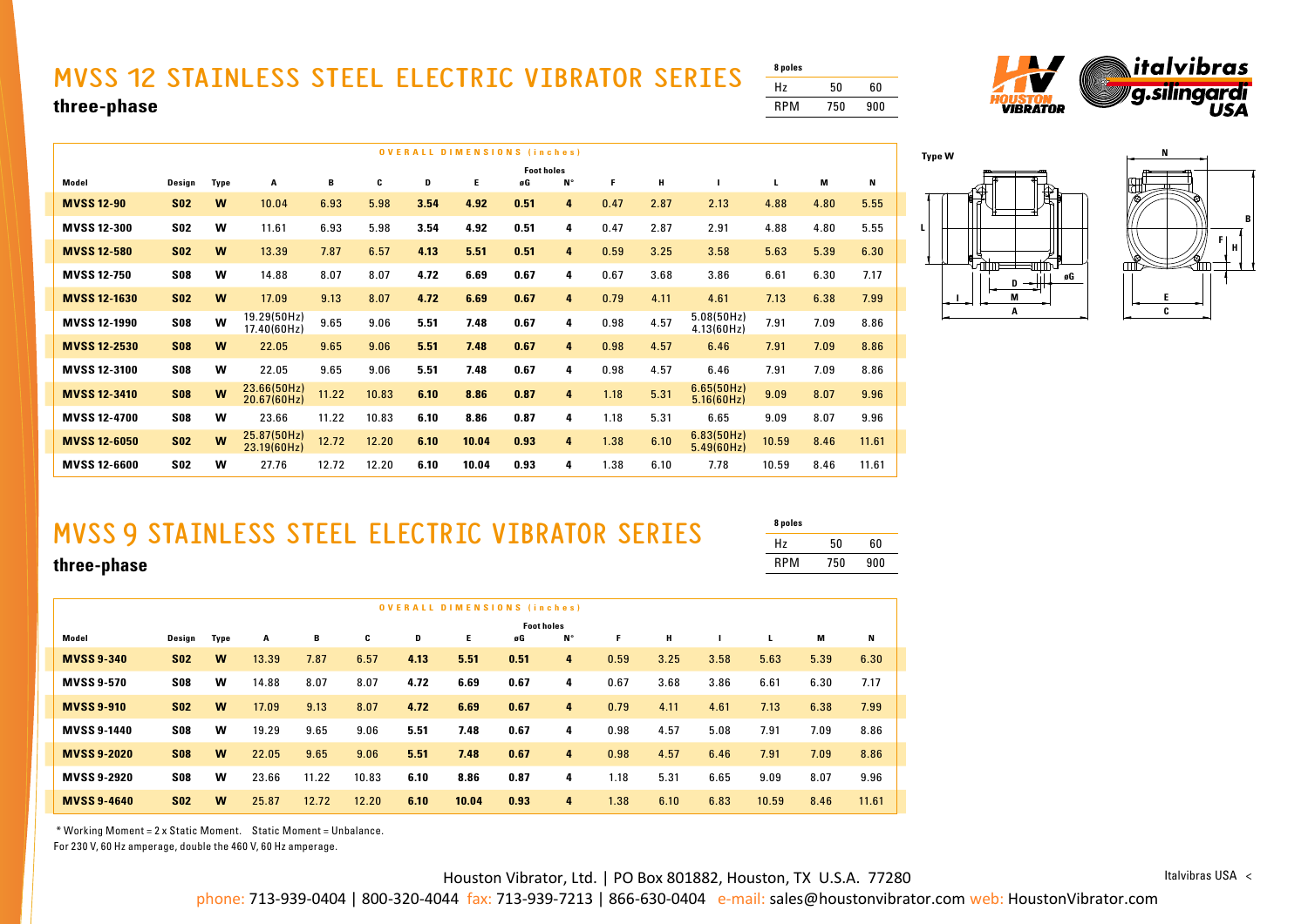# MVSS 12 STAINLESS STEEL ELECTRIC VIBRATOR SERIES

**three-phase**

| 8 poles | | |
|---|---|---|
| Hz | 50 | 60 |
| RPM | 750 | 900 |

OVERALL DIMENSIONS (inches)

| Model | Design | Type | A | B | C | D | E | Foot holes øG | Foot holes N° | F | H | I | L | M | N |
|---|---|---|---|---|---|---|---|---|---|---|---|---|---|---|---|
| **MVSS 12-90** | **S02** | **W** | 10.04 | 6.93 | 5.98 | **3.54** | **4.92** | **0.51** | **4** | 0.47 | 2.87 | 2.13 | 4.88 | 4.80 | 5.55 |
| **MVSS 12-300** | **S02** | **W** | 11.61 | 6.93 | 5.98 | **3.54** | **4.92** | **0.51** | **4** | 0.47 | 2.87 | 2.91 | 4.88 | 4.80 | 5.55 |
| **MVSS 12-580** | **S02** | **W** | 13.39 | 7.87 | 6.57 | **4.13** | **5.51** | **0.51** | **4** | 0.59 | 3.25 | 3.58 | 5.63 | 5.39 | 6.30 |
| **MVSS 12-750** | **S08** | **W** | 14.88 | 8.07 | 8.07 | **4.72** | **6.69** | **0.67** | **4** | 0.67 | 3.68 | 3.86 | 6.61 | 6.30 | 7.17 |
| **MVSS 12-1630** | **S02** | **W** | 17.09 | 9.13 | 8.07 | **4.72** | **6.69** | **0.67** | **4** | 0.79 | 4.11 | 4.61 | 7.13 | 6.38 | 7.99 |
| **MVSS 12-1990** | **S08** | **W** | 19.29(50Hz) 17.40(60Hz) | 9.65 | 9.06 | **5.51** | **7.48** | **0.67** | **4** | 0.98 | 4.57 | 5.08(50Hz) 4.13(60Hz) | 7.91 | 7.09 | 8.86 |
| **MVSS 12-2530** | **S08** | **W** | 22.05 | 9.65 | 9.06 | **5.51** | **7.48** | **0.67** | **4** | 0.98 | 4.57 | 6.46 | 7.91 | 7.09 | 8.86 |
| **MVSS 12-3100** | **S08** | **W** | 22.05 | 9.65 | 9.06 | **5.51** | **7.48** | **0.67** | **4** | 0.98 | 4.57 | 6.46 | 7.91 | 7.09 | 8.86 |
| **MVSS 12-3410** | **S08** | **W** | 23.66(50Hz) 20.67(60Hz) | 11.22 | 10.83 | **6.10** | **8.86** | **0.87** | **4** | 1.18 | 5.31 | 6.65(50Hz) 5.16(60Hz) | 9.09 | 8.07 | 9.96 |
| **MVSS 12-4700** | **S08** | **W** | 23.66 | 11.22 | 10.83 | **6.10** | **8.86** | **0.87** | **4** | 1.18 | 5.31 | 6.65 | 9.09 | 8.07 | 9.96 |
| **MVSS 12-6050** | **S02** | **W** | 25.87(50Hz) 23.19(60Hz) | 12.72 | 12.20 | **6.10** | **10.04** | **0.93** | **4** | 1.38 | 6.10 | 6.83(50Hz) 5.49(60Hz) | 10.59 | 8.46 | 11.61 |
| **MVSS 12-6600** | **S02** | **W** | 27.76 | 12.72 | 12.20 | **6.10** | **10.04** | **0.93** | **4** | 1.38 | 6.10 | 7.78 | 10.59 | 8.46 | 11.61 |

Type W

# MVSS 9 STAINLESS STEEL ELECTRIC VIBRATOR SERIES

**three-phase**

| 8 poles | | |
|---|---|---|
| Hz | 50 | 60 |
| RPM | 750 | 900 |

OVERALL DIMENSIONS (inches)

| Model | Design | Type | A | B | C | D | E | Foot holes øG | Foot holes N° | F | H | I | L | M | N |
|---|---|---|---|---|---|---|---|---|---|---|---|---|---|---|---|
| **MVSS 9-340** | **S02** | **W** | 13.39 | 7.87 | 6.57 | **4.13** | **5.51** | **0.51** | **4** | 0.59 | 3.25 | 3.58 | 5.63 | 5.39 | 6.30 |
| **MVSS 9-570** | **S08** | **W** | 14.88 | 8.07 | 8.07 | **4.72** | **6.69** | **0.67** | **4** | 0.67 | 3.68 | 3.86 | 6.61 | 6.30 | 7.17 |
| **MVSS 9-910** | **S02** | **W** | 17.09 | 9.13 | 8.07 | **4.72** | **6.69** | **0.67** | **4** | 0.79 | 4.11 | 4.61 | 7.13 | 6.38 | 7.99 |
| **MVSS 9-1440** | **S08** | **W** | 19.29 | 9.65 | 9.06 | **5.51** | **7.48** | **0.67** | **4** | 0.98 | 4.57 | 5.08 | 7.91 | 7.09 | 8.86 |
| **MVSS 9-2020** | **S08** | **W** | 22.05 | 9.65 | 9.06 | **5.51** | **7.48** | **0.67** | **4** | 0.98 | 4.57 | 6.46 | 7.91 | 7.09 | 8.86 |
| **MVSS 9-2920** | **S08** | **W** | 23.66 | 11.22 | 10.83 | **6.10** | **8.86** | **0.87** | **4** | 1.18 | 5.31 | 6.65 | 9.09 | 8.07 | 9.96 |
| **MVSS 9-4640** | **S02** | **W** | 25.87 | 12.72 | 12.20 | **6.10** | **10.04** | **0.93** | **4** | 1.38 | 6.10 | 6.83 | 10.59 | 8.46 | 11.61 |

* Working Moment = 2 x Static Moment. Static Moment = Unbalance.
For 230 V, 60 Hz amperage, double the 460 V, 60 Hz amperage.

Houston Vibrator, Ltd. | PO Box 801882, Houston, TX U.S.A. 77280

phone: 713-939-0404 | 800-320-4044 fax: 713-939-7213 | 866-630-0404 e-mail: sales@houstonvibrator.com web: HoustonVibrator.com